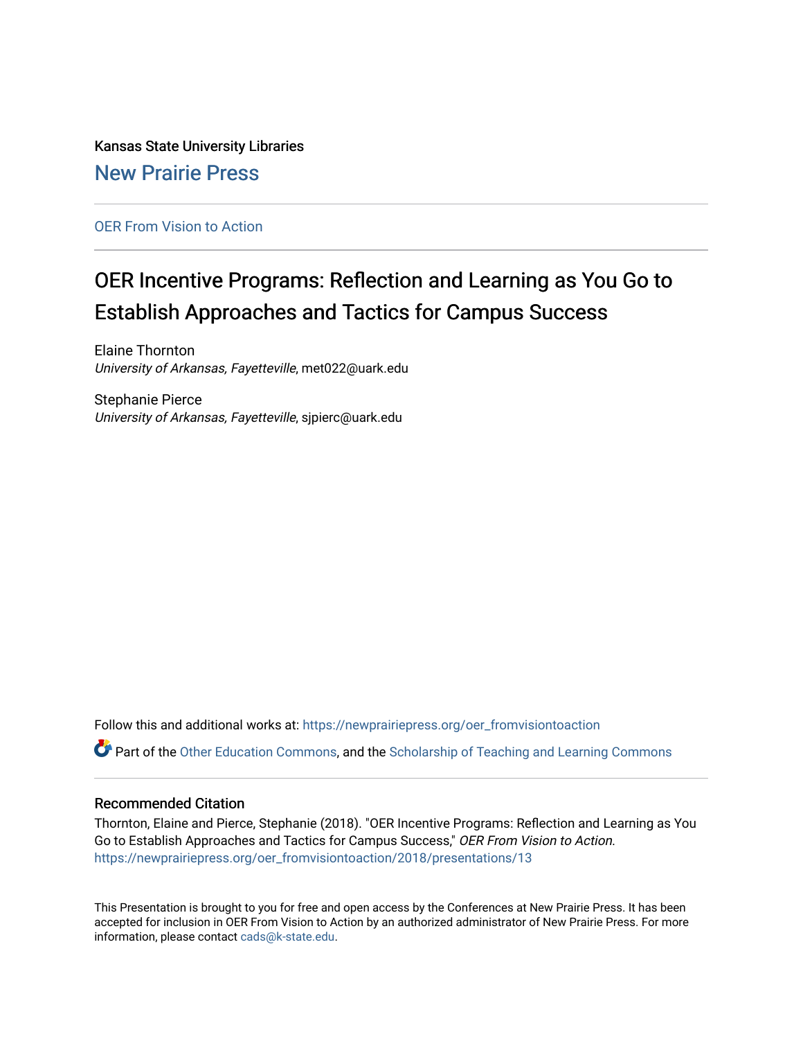Kansas State University Libraries

New Prairie Press

OER From Vision to Action

# OER Incentive Programs: Reflection and Learning as You Go to Establish Approaches and Tactics for Campus Success

Elaine Thornton
*University of Arkansas, Fayetteville*, met022@uark.edu

Stephanie Pierce
*University of Arkansas, Fayetteville*, sjpierc@uark.edu

Follow this and additional works at: https://newprairiepress.org/oer_fromvisiontoaction

Part of the Other Education Commons, and the Scholarship of Teaching and Learning Commons

## Recommended Citation

Thornton, Elaine and Pierce, Stephanie (2018). "OER Incentive Programs: Reflection and Learning as You Go to Establish Approaches and Tactics for Campus Success," *OER From Vision to Action*. https://newprairiepress.org/oer_fromvisiontoaction/2018/presentations/13

This Presentation is brought to you for free and open access by the Conferences at New Prairie Press. It has been accepted for inclusion in OER From Vision to Action by an authorized administrator of New Prairie Press. For more information, please contact cads@k-state.edu.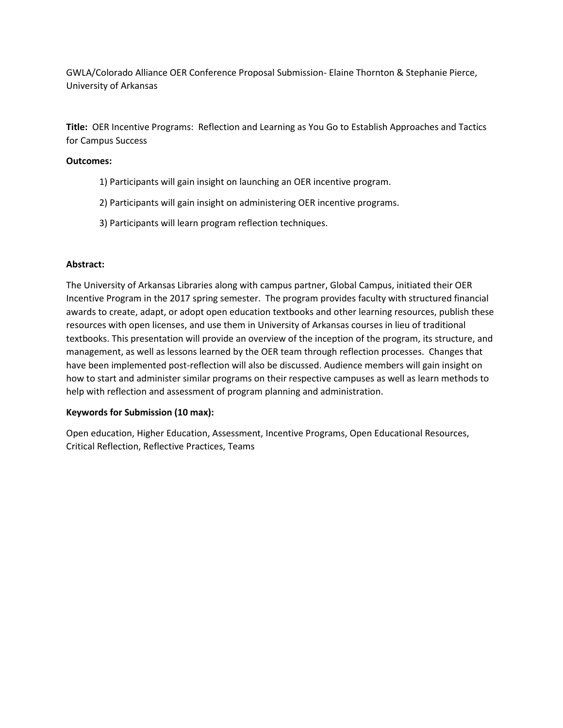GWLA/Colorado Alliance OER Conference Proposal Submission- Elaine Thornton & Stephanie Pierce, University of Arkansas

**Title:** OER Incentive Programs: Reflection and Learning as You Go to Establish Approaches and Tactics for Campus Success

**Outcomes:**

1) Participants will gain insight on launching an OER incentive program.

2) Participants will gain insight on administering OER incentive programs.

3) Participants will learn program reflection techniques.

**Abstract:**

The University of Arkansas Libraries along with campus partner, Global Campus, initiated their OER Incentive Program in the 2017 spring semester. The program provides faculty with structured financial awards to create, adapt, or adopt open education textbooks and other learning resources, publish these resources with open licenses, and use them in University of Arkansas courses in lieu of traditional textbooks. This presentation will provide an overview of the inception of the program, its structure, and management, as well as lessons learned by the OER team through reflection processes. Changes that have been implemented post-reflection will also be discussed. Audience members will gain insight on how to start and administer similar programs on their respective campuses as well as learn methods to help with reflection and assessment of program planning and administration.

**Keywords for Submission (10 max):**

Open education, Higher Education, Assessment, Incentive Programs, Open Educational Resources, Critical Reflection, Reflective Practices, Teams